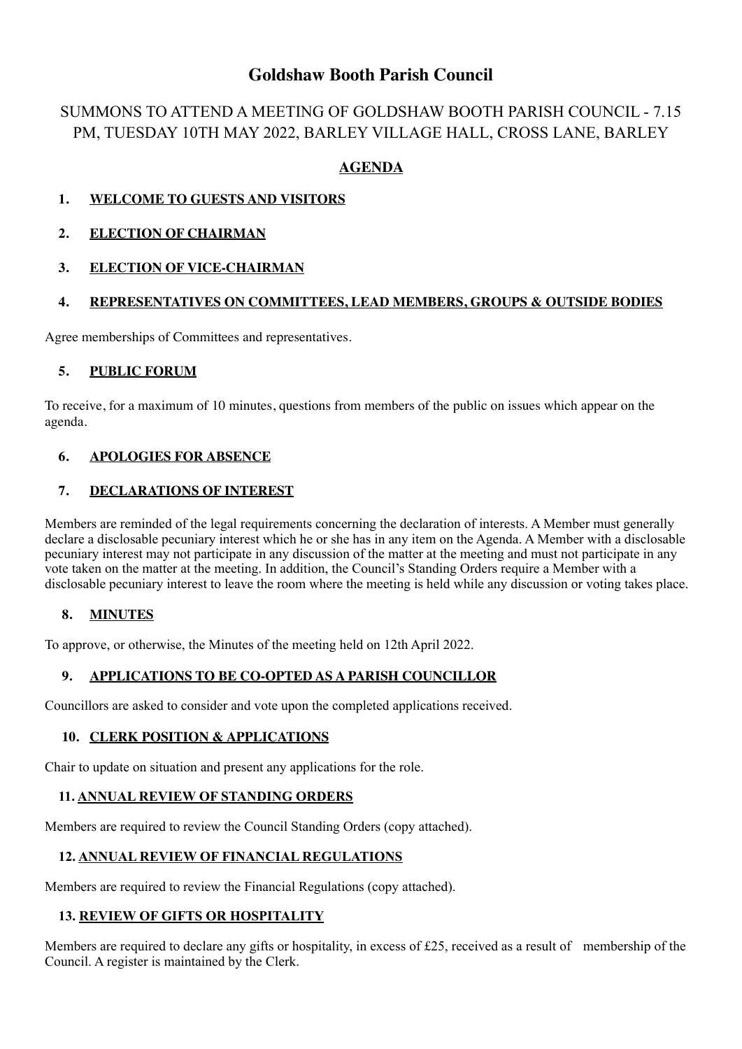# Goldshaw Booth Parish Council

## SUMMONS TO ATTEND A MEETING OF GOLDSHAW BOOTH PARISH COUNCIL - 7.15 PM, TUESDAY 10TH MAY 2022, BARLEY VILLAGE HALL, CROSS LANE, BARLEY

## AGENDA

### 1. WELCOME TO GUESTS AND VISITORS

### 2. ELECTION OF CHAIRMAN

### 3. ELECTION OF VICE-CHAIRMAN

### 4. REPRESENTATIVES ON COMMITTEES, LEAD MEMBERS, GROUPS & OUTSIDE BODIES

Agree memberships of Committees and representatives.

### 5. PUBLIC FORUM

To receive, for a maximum of 10 minutes, questions from members of the public on issues which appear on the agenda.

### 6. APOLOGIES FOR ABSENCE

### 7. DECLARATIONS OF INTEREST

Members are reminded of the legal requirements concerning the declaration of interests. A Member must generally declare a disclosable pecuniary interest which he or she has in any item on the Agenda. A Member with a disclosable pecuniary interest may not participate in any discussion of the matter at the meeting and must not participate in any vote taken on the matter at the meeting. In addition, the Council's Standing Orders require a Member with a disclosable pecuniary interest to leave the room where the meeting is held while any discussion or voting takes place.

### 8. MINUTES

To approve, or otherwise, the Minutes of the meeting held on 12th April 2022.

### 9. APPLICATIONS TO BE CO-OPTED AS A PARISH COUNCILLOR

Councillors are asked to consider and vote upon the completed applications received.

### 10. CLERK POSITION & APPLICATIONS

Chair to update on situation and present any applications for the role.

### 11. ANNUAL REVIEW OF STANDING ORDERS

Members are required to review the Council Standing Orders (copy attached).

### 12. ANNUAL REVIEW OF FINANCIAL REGULATIONS

Members are required to review the Financial Regulations (copy attached).

### 13. REVIEW OF GIFTS OR HOSPITALITY

Members are required to declare any gifts or hospitality, in excess of £25, received as a result of membership of the Council. A register is maintained by the Clerk.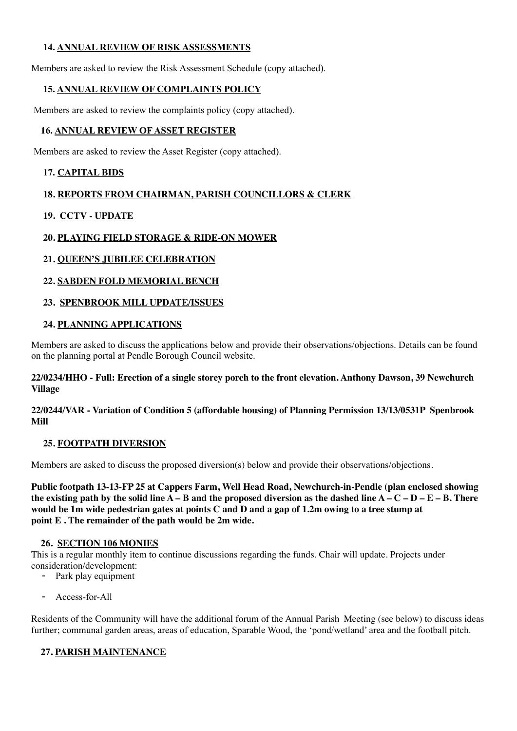**14. ANNUAL REVIEW OF RISK ASSESSMENTS**

Members are asked to review the Risk Assessment Schedule (copy attached).

**15. ANNUAL REVIEW OF COMPLAINTS POLICY**

Members are asked to review the complaints policy (copy attached).

**16. ANNUAL REVIEW OF ASSET REGISTER**

Members are asked to review the Asset Register (copy attached).

**17. CAPITAL BIDS**

**18. REPORTS FROM CHAIRMAN, PARISH COUNCILLORS & CLERK**

**19. CCTV - UPDATE**

**20. PLAYING FIELD STORAGE & RIDE-ON MOWER**

**21. QUEEN'S JUBILEE CELEBRATION**

**22. SABDEN FOLD MEMORIAL BENCH**

**23. SPENBROOK MILL UPDATE/ISSUES**

**24. PLANNING APPLICATIONS**

Members are asked to discuss the applications below and provide their observations/objections. Details can be found on the planning portal at Pendle Borough Council website.

**22/0234/HHO - Full: Erection of a single storey porch to the front elevation. Anthony Dawson, 39 Newchurch Village**

**22/0244/VAR - Variation of Condition 5 (affordable housing) of Planning Permission 13/13/0531P Spenbrook Mill**

**25. FOOTPATH DIVERSION**

Members are asked to discuss the proposed diversion(s) below and provide their observations/objections.

**Public footpath 13-13-FP 25 at Cappers Farm, Well Head Road, Newchurch-in-Pendle (plan enclosed showing the existing path by the solid line A – B and the proposed diversion as the dashed line A – C – D – E – B. There would be 1m wide pedestrian gates at points C and D and a gap of 1.2m owing to a tree stump at point E . The remainder of the path would be 2m wide.**

**26. SECTION 106 MONIES**

This is a regular monthly item to continue discussions regarding the funds. Chair will update. Projects under consideration/development:

- Park play equipment
- Access-for-All

Residents of the Community will have the additional forum of the Annual Parish Meeting (see below) to discuss ideas further; communal garden areas, areas of education, Sparable Wood, the 'pond/wetland' area and the football pitch.

**27. PARISH MAINTENANCE**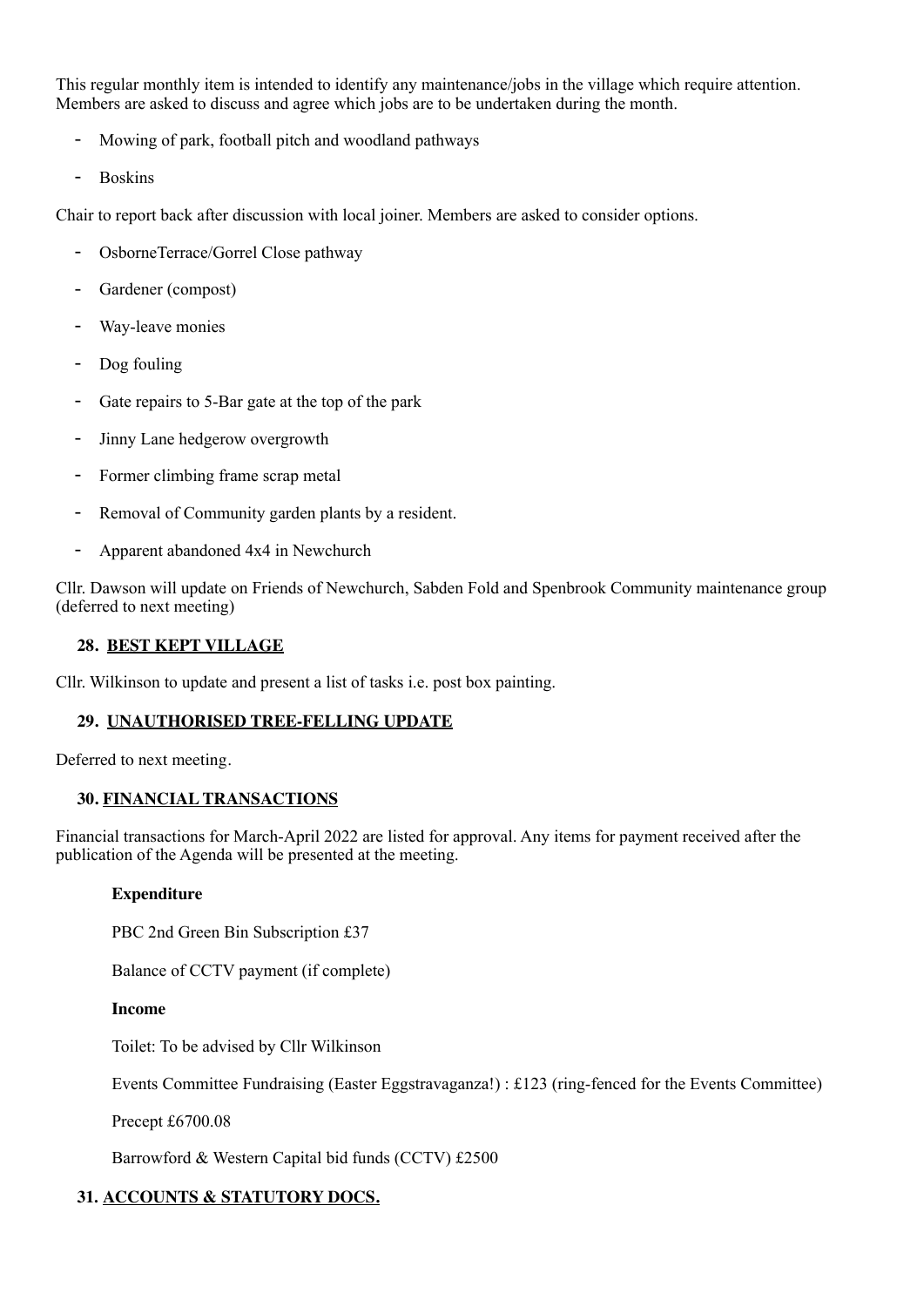This regular monthly item is intended to identify any maintenance/jobs in the village which require attention. Members are asked to discuss and agree which jobs are to be undertaken during the month.

- Mowing of park, football pitch and woodland pathways
- Boskins

Chair to report back after discussion with local joiner. Members are asked to consider options.

- OsborneTerrace/Gorrel Close pathway
- Gardener (compost)
- Way-leave monies
- Dog fouling
- Gate repairs to 5-Bar gate at the top of the park
- Jinny Lane hedgerow overgrowth
- Former climbing frame scrap metal
- Removal of Community garden plants by a resident.
- Apparent abandoned 4x4 in Newchurch

Cllr. Dawson will update on Friends of Newchurch, Sabden Fold and Spenbrook Community maintenance group (deferred to next meeting)

## 28. BEST KEPT VILLAGE

Cllr. Wilkinson to update and present a list of tasks i.e. post box painting.

## 29. UNAUTHORISED TREE-FELLING UPDATE

Deferred to next meeting.

## 30. FINANCIAL TRANSACTIONS

Financial transactions for March-April 2022 are listed for approval. Any items for payment received after the publication of the Agenda will be presented at the meeting.

**Expenditure**

PBC 2nd Green Bin Subscription £37

Balance of CCTV payment (if complete)

**Income**

Toilet: To be advised by Cllr Wilkinson

Events Committee Fundraising (Easter Eggstravaganza!) : £123 (ring-fenced for the Events Committee)

Precept £6700.08

Barrowford & Western Capital bid funds (CCTV) £2500

## 31. ACCOUNTS & STATUTORY DOCS.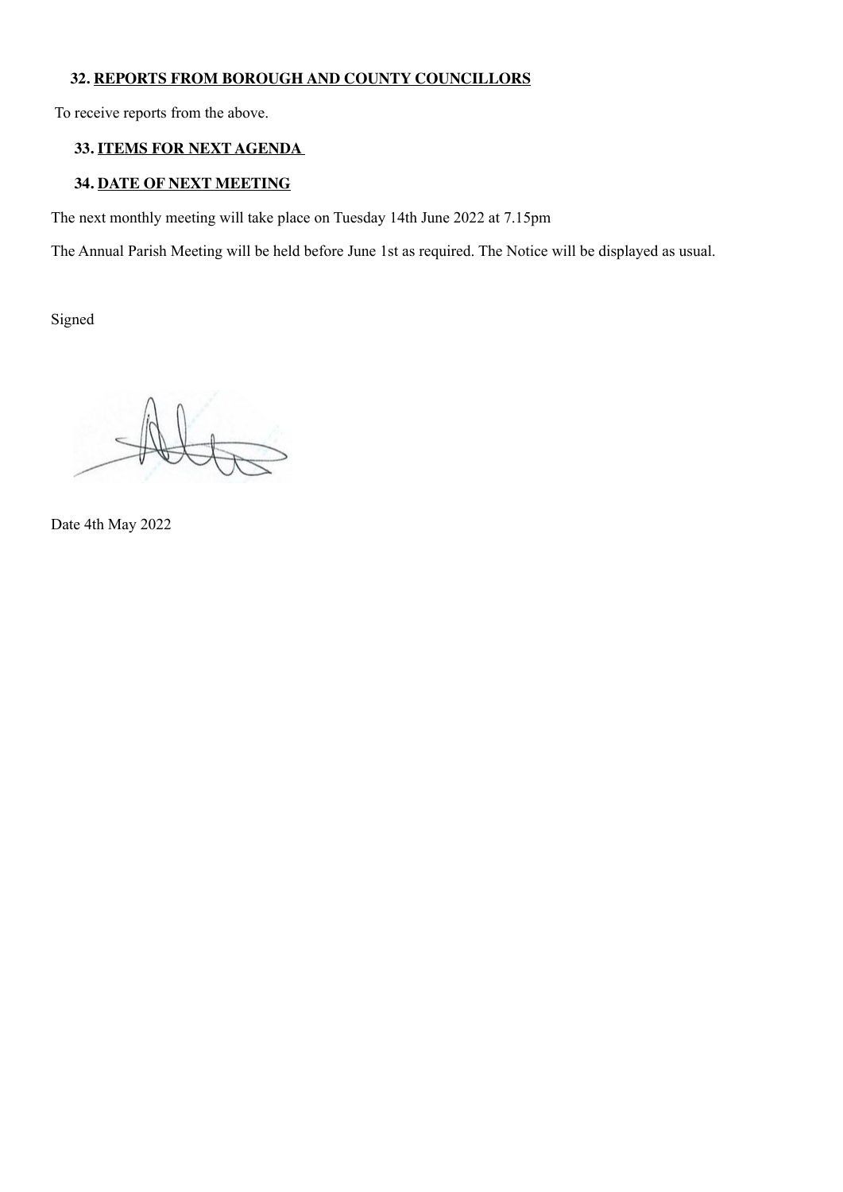**32. REPORTS FROM BOROUGH AND COUNTY COUNCILLORS**

To receive reports from the above.

**33. ITEMS FOR NEXT AGENDA**

**34. DATE OF NEXT MEETING**

The next monthly meeting will take place on Tuesday 14th June 2022 at 7.15pm

The Annual Parish Meeting will be held before June 1st as required. The Notice will be displayed as usual.

Signed

Date 4th May 2022